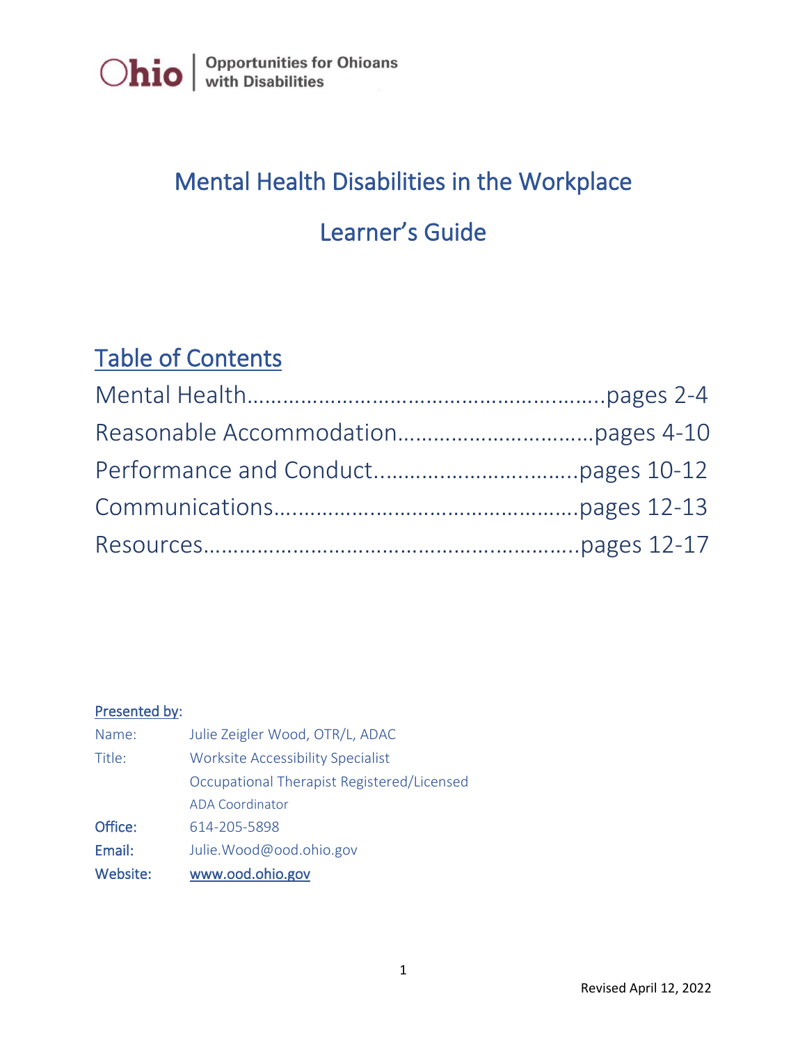Ohio | Opportunities for Ohioans with Disabilities

# Mental Health Disabilities in the Workplace

# Learner's Guide

## Table of Contents

Mental Health……………………………………………………..pages 2-4
Reasonable Accommodation…………………………..pages 4-10
Performance and Conduct…………………………..pages 10-12
Communications…………………………………………..pages 12-13
Resources……………………………………………………..pages 12-17

**Presented by:**

| | |
|---|---|
| Name: | Julie Zeigler Wood, OTR/L, ADAC |
| Title: | Worksite Accessibility Specialist |
| | Occupational Therapist Registered/Licensed |
| | ADA Coordinator |
| Office: | 614-205-5898 |
| Email: | Julie.Wood@ood.ohio.gov |
| Website: | www.ood.ohio.gov |

Revised April 12, 2022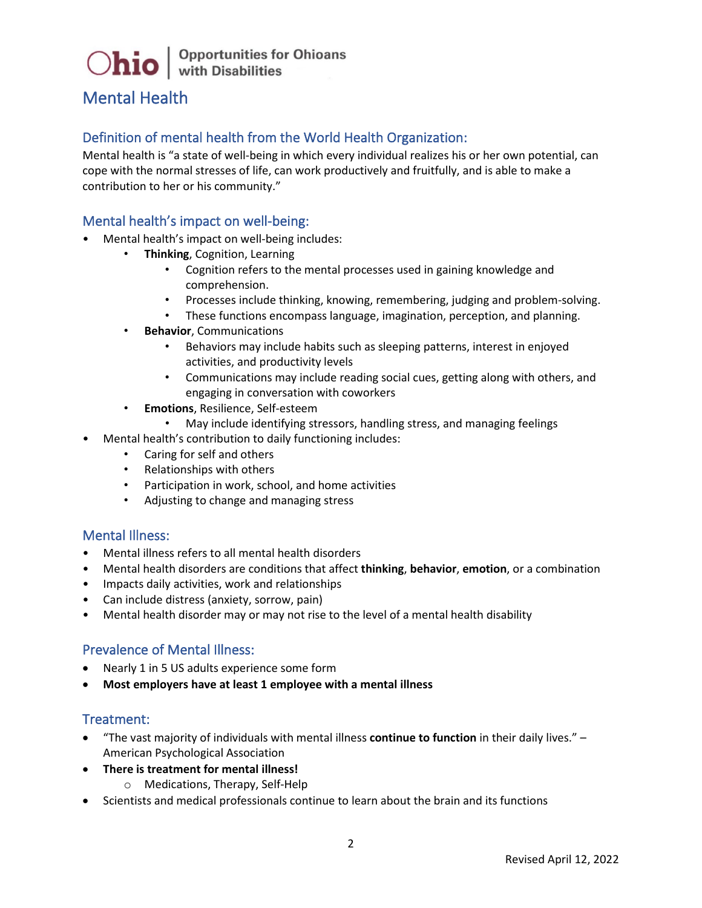Ohio | Opportunities for Ohioans with Disabilities

# Mental Health

## Definition of mental health from the World Health Organization:

Mental health is "a state of well-being in which every individual realizes his or her own potential, can cope with the normal stresses of life, can work productively and fruitfully, and is able to make a contribution to her or his community."

## Mental health's impact on well-being:

- Mental health's impact on well-being includes:
  - **Thinking**, Cognition, Learning
    - Cognition refers to the mental processes used in gaining knowledge and comprehension.
    - Processes include thinking, knowing, remembering, judging and problem-solving.
    - These functions encompass language, imagination, perception, and planning.
  - **Behavior**, Communications
    - Behaviors may include habits such as sleeping patterns, interest in enjoyed activities, and productivity levels
    - Communications may include reading social cues, getting along with others, and engaging in conversation with coworkers
  - **Emotions**, Resilience, Self-esteem
    - May include identifying stressors, handling stress, and managing feelings
- Mental health's contribution to daily functioning includes:
  - Caring for self and others
  - Relationships with others
  - Participation in work, school, and home activities
  - Adjusting to change and managing stress

## Mental Illness:

- Mental illness refers to all mental health disorders
- Mental health disorders are conditions that affect **thinking**, **behavior**, **emotion**, or a combination
- Impacts daily activities, work and relationships
- Can include distress (anxiety, sorrow, pain)
- Mental health disorder may or may not rise to the level of a mental health disability

## Prevalence of Mental Illness:

- Nearly 1 in 5 US adults experience some form
- **Most employers have at least 1 employee with a mental illness**

## Treatment:

- "The vast majority of individuals with mental illness **continue to function** in their daily lives." – American Psychological Association
- **There is treatment for mental illness!**
  - Medications, Therapy, Self-Help
- Scientists and medical professionals continue to learn about the brain and its functions

Revised April 12, 2022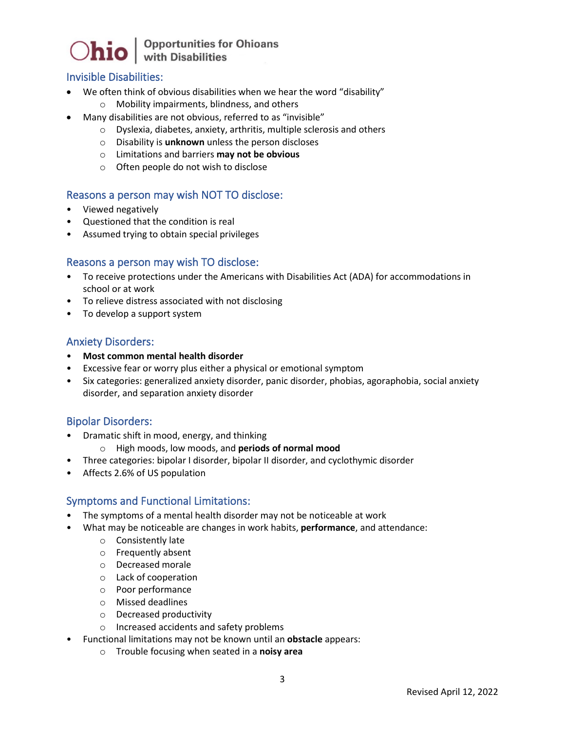## Invisible Disabilities:

- We often think of obvious disabilities when we hear the word "disability"
  - Mobility impairments, blindness, and others
- Many disabilities are not obvious, referred to as "invisible"
  - Dyslexia, diabetes, anxiety, arthritis, multiple sclerosis and others
  - Disability is **unknown** unless the person discloses
  - Limitations and barriers **may not be obvious**
  - Often people do not wish to disclose

## Reasons a person may wish NOT TO disclose:

- Viewed negatively
- Questioned that the condition is real
- Assumed trying to obtain special privileges

## Reasons a person may wish TO disclose:

- To receive protections under the Americans with Disabilities Act (ADA) for accommodations in school or at work
- To relieve distress associated with not disclosing
- To develop a support system

## Anxiety Disorders:

- **Most common mental health disorder**
- Excessive fear or worry plus either a physical or emotional symptom
- Six categories: generalized anxiety disorder, panic disorder, phobias, agoraphobia, social anxiety disorder, and separation anxiety disorder

## Bipolar Disorders:

- Dramatic shift in mood, energy, and thinking
  - High moods, low moods, and **periods of normal mood**
- Three categories: bipolar I disorder, bipolar II disorder, and cyclothymic disorder
- Affects 2.6% of US population

## Symptoms and Functional Limitations:

- The symptoms of a mental health disorder may not be noticeable at work
- What may be noticeable are changes in work habits, **performance**, and attendance:
  - Consistently late
  - Frequently absent
  - Decreased morale
  - Lack of cooperation
  - Poor performance
  - Missed deadlines
  - Decreased productivity
  - Increased accidents and safety problems
- Functional limitations may not be known until an **obstacle** appears:
  - Trouble focusing when seated in a **noisy area**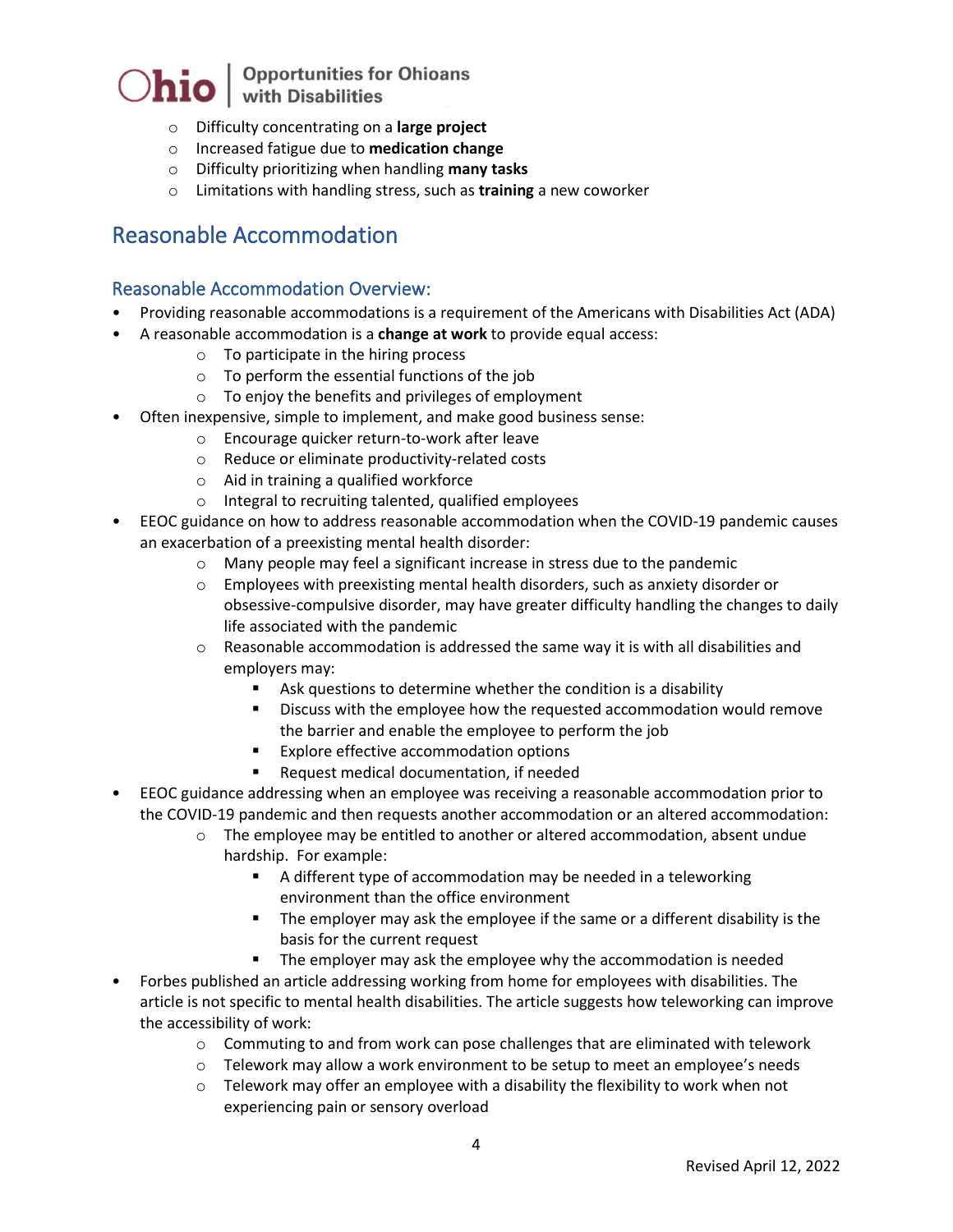- Difficulty concentrating on a **large project**
  - Increased fatigue due to **medication change**
  - Difficulty prioritizing when handling **many tasks**
  - Limitations with handling stress, such as **training** a new coworker

## Reasonable Accommodation

### Reasonable Accommodation Overview:

- Providing reasonable accommodations is a requirement of the Americans with Disabilities Act (ADA)
- A reasonable accommodation is a **change at work** to provide equal access:
  - To participate in the hiring process
  - To perform the essential functions of the job
  - To enjoy the benefits and privileges of employment
- Often inexpensive, simple to implement, and make good business sense:
  - Encourage quicker return-to-work after leave
  - Reduce or eliminate productivity-related costs
  - Aid in training a qualified workforce
  - Integral to recruiting talented, qualified employees
- EEOC guidance on how to address reasonable accommodation when the COVID-19 pandemic causes an exacerbation of a preexisting mental health disorder:
  - Many people may feel a significant increase in stress due to the pandemic
  - Employees with preexisting mental health disorders, such as anxiety disorder or obsessive-compulsive disorder, may have greater difficulty handling the changes to daily life associated with the pandemic
  - Reasonable accommodation is addressed the same way it is with all disabilities and employers may:
    - Ask questions to determine whether the condition is a disability
    - Discuss with the employee how the requested accommodation would remove the barrier and enable the employee to perform the job
    - Explore effective accommodation options
    - Request medical documentation, if needed
- EEOC guidance addressing when an employee was receiving a reasonable accommodation prior to the COVID-19 pandemic and then requests another accommodation or an altered accommodation:
  - The employee may be entitled to another or altered accommodation, absent undue hardship. For example:
    - A different type of accommodation may be needed in a teleworking environment than the office environment
    - The employer may ask the employee if the same or a different disability is the basis for the current request
    - The employer may ask the employee why the accommodation is needed
- Forbes published an article addressing working from home for employees with disabilities. The article is not specific to mental health disabilities. The article suggests how teleworking can improve the accessibility of work:
  - Commuting to and from work can pose challenges that are eliminated with telework
  - Telework may allow a work environment to be setup to meet an employee's needs
  - Telework may offer an employee with a disability the flexibility to work when not experiencing pain or sensory overload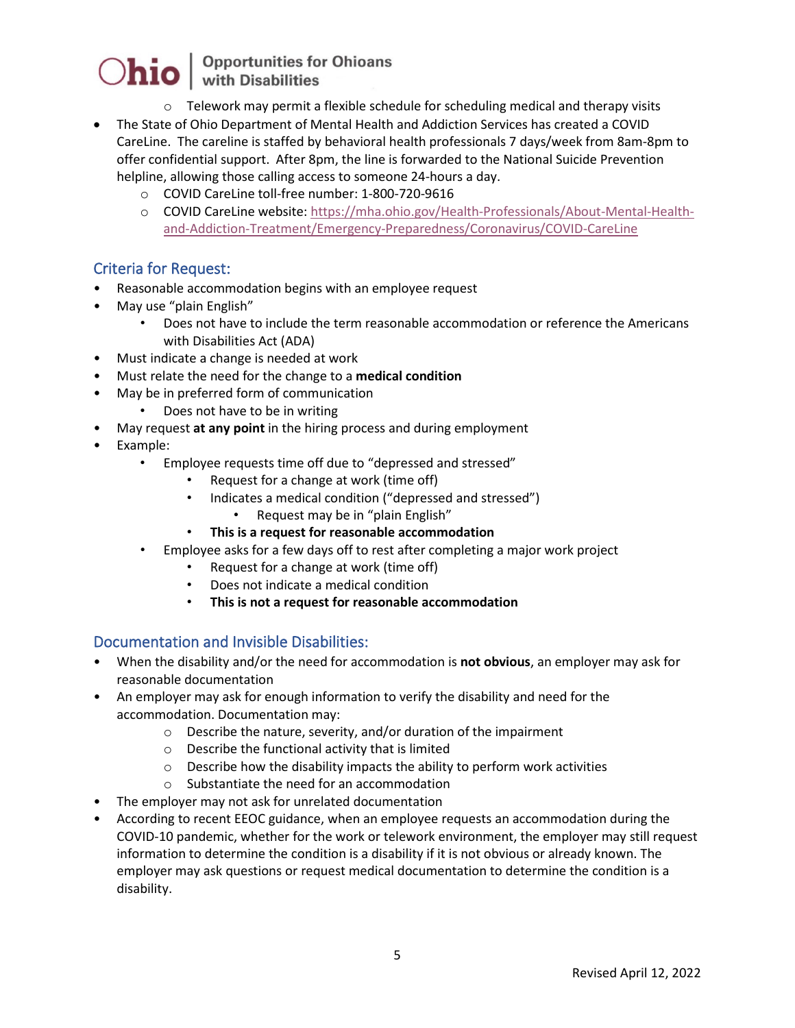- Telework may permit a flexible schedule for scheduling medical and therapy visits

- The State of Ohio Department of Mental Health and Addiction Services has created a COVID CareLine. The careline is staffed by behavioral health professionals 7 days/week from 8am-8pm to offer confidential support. After 8pm, the line is forwarded to the National Suicide Prevention helpline, allowing those calling access to someone 24-hours a day.
  - COVID CareLine toll-free number: 1-800-720-9616
  - COVID CareLine website: [https://mha.ohio.gov/Health-Professionals/About-Mental-Health-and-Addiction-Treatment/Emergency-Preparedness/Coronavirus/COVID-CareLine](https://mha.ohio.gov/Health-Professionals/About-Mental-Health-and-Addiction-Treatment/Emergency-Preparedness/Coronavirus/COVID-CareLine)

## Criteria for Request:

- Reasonable accommodation begins with an employee request
- May use "plain English"
  - Does not have to include the term reasonable accommodation or reference the Americans with Disabilities Act (ADA)
- Must indicate a change is needed at work
- Must relate the need for the change to a **medical condition**
- May be in preferred form of communication
  - Does not have to be in writing
- May request **at any point** in the hiring process and during employment
- Example:
  - Employee requests time off due to "depressed and stressed"
    - Request for a change at work (time off)
    - Indicates a medical condition ("depressed and stressed")
      - Request may be in "plain English"
    - **This is a request for reasonable accommodation**
  - Employee asks for a few days off to rest after completing a major work project
    - Request for a change at work (time off)
    - Does not indicate a medical condition
    - **This is not a request for reasonable accommodation**

## Documentation and Invisible Disabilities:

- When the disability and/or the need for accommodation is **not obvious**, an employer may ask for reasonable documentation
- An employer may ask for enough information to verify the disability and need for the accommodation. Documentation may:
  - Describe the nature, severity, and/or duration of the impairment
  - Describe the functional activity that is limited
  - Describe how the disability impacts the ability to perform work activities
  - Substantiate the need for an accommodation
- The employer may not ask for unrelated documentation
- According to recent EEOC guidance, when an employee requests an accommodation during the COVID-10 pandemic, whether for the work or telework environment, the employer may still request information to determine the condition is a disability if it is not obvious or already known. The employer may ask questions or request medical documentation to determine the condition is a disability.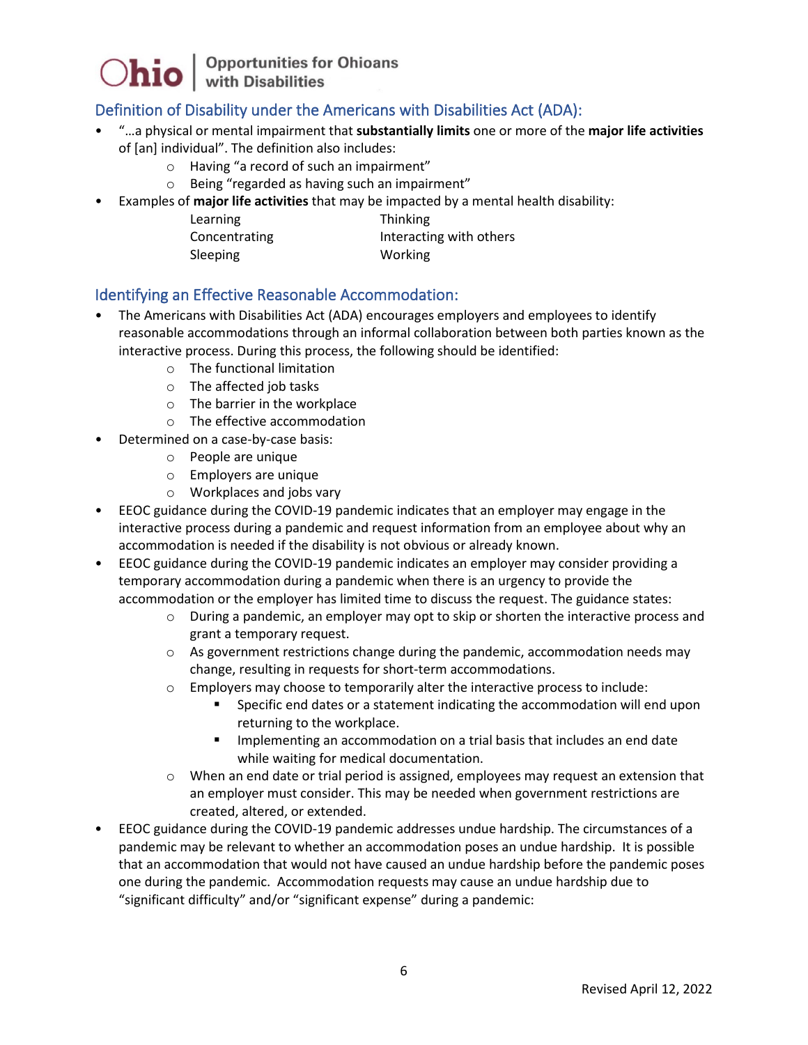## Definition of Disability under the Americans with Disabilities Act (ADA):

- "…a physical or mental impairment that **substantially limits** one or more of the **major life activities** of [an] individual". The definition also includes:
  - Having "a record of such an impairment"
  - Being "regarded as having such an impairment"
- Examples of **major life activities** that may be impacted by a mental health disability:

| | |
|---|---|
| Learning | Thinking |
| Concentrating | Interacting with others |
| Sleeping | Working |

## Identifying an Effective Reasonable Accommodation:

- The Americans with Disabilities Act (ADA) encourages employers and employees to identify reasonable accommodations through an informal collaboration between both parties known as the interactive process. During this process, the following should be identified:
  - The functional limitation
  - The affected job tasks
  - The barrier in the workplace
  - The effective accommodation
- Determined on a case-by-case basis:
  - People are unique
  - Employers are unique
  - Workplaces and jobs vary
- EEOC guidance during the COVID-19 pandemic indicates that an employer may engage in the interactive process during a pandemic and request information from an employee about why an accommodation is needed if the disability is not obvious or already known.
- EEOC guidance during the COVID-19 pandemic indicates an employer may consider providing a temporary accommodation during a pandemic when there is an urgency to provide the accommodation or the employer has limited time to discuss the request. The guidance states:
  - During a pandemic, an employer may opt to skip or shorten the interactive process and grant a temporary request.
  - As government restrictions change during the pandemic, accommodation needs may change, resulting in requests for short-term accommodations.
  - Employers may choose to temporarily alter the interactive process to include:
    - Specific end dates or a statement indicating the accommodation will end upon returning to the workplace.
    - Implementing an accommodation on a trial basis that includes an end date while waiting for medical documentation.
  - When an end date or trial period is assigned, employees may request an extension that an employer must consider. This may be needed when government restrictions are created, altered, or extended.
- EEOC guidance during the COVID-19 pandemic addresses undue hardship. The circumstances of a pandemic may be relevant to whether an accommodation poses an undue hardship. It is possible that an accommodation that would not have caused an undue hardship before the pandemic poses one during the pandemic. Accommodation requests may cause an undue hardship due to "significant difficulty" and/or "significant expense" during a pandemic: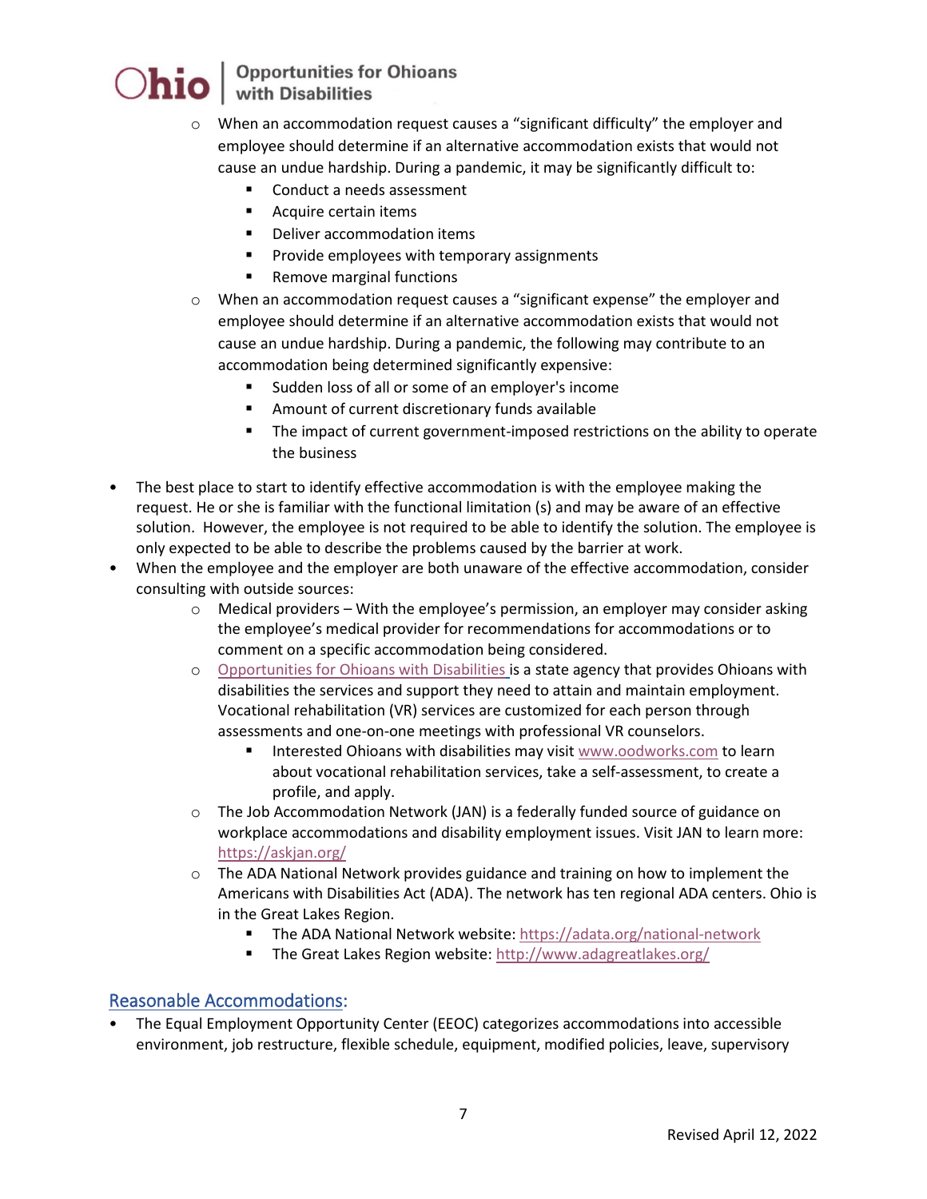- When an accommodation request causes a "significant difficulty" the employer and employee should determine if an alternative accommodation exists that would not cause an undue hardship. During a pandemic, it may be significantly difficult to:
  - Conduct a needs assessment
  - Acquire certain items
  - Deliver accommodation items
  - Provide employees with temporary assignments
  - Remove marginal functions
- When an accommodation request causes a "significant expense" the employer and employee should determine if an alternative accommodation exists that would not cause an undue hardship. During a pandemic, the following may contribute to an accommodation being determined significantly expensive:
  - Sudden loss of all or some of an employer's income
  - Amount of current discretionary funds available
  - The impact of current government-imposed restrictions on the ability to operate the business

- The best place to start to identify effective accommodation is with the employee making the request. He or she is familiar with the functional limitation (s) and may be aware of an effective solution. However, the employee is not required to be able to identify the solution. The employee is only expected to be able to describe the problems caused by the barrier at work.
- When the employee and the employer are both unaware of the effective accommodation, consider consulting with outside sources:
  - Medical providers – With the employee's permission, an employer may consider asking the employee's medical provider for recommendations for accommodations or to comment on a specific accommodation being considered.
  - [Opportunities for Ohioans with Disabilities](www.oodworks.com) is a state agency that provides Ohioans with disabilities the services and support they need to attain and maintain employment. Vocational rehabilitation (VR) services are customized for each person through assessments and one-on-one meetings with professional VR counselors.
    - Interested Ohioans with disabilities may visit www.oodworks.com to learn about vocational rehabilitation services, take a self-assessment, to create a profile, and apply.
  - The Job Accommodation Network (JAN) is a federally funded source of guidance on workplace accommodations and disability employment issues. Visit JAN to learn more: https://askjan.org/
  - The ADA National Network provides guidance and training on how to implement the Americans with Disabilities Act (ADA). The network has ten regional ADA centers. Ohio is in the Great Lakes Region.
    - The ADA National Network website: https://adata.org/national-network
    - The Great Lakes Region website: http://www.adagreatlakes.org/

## Reasonable Accommodations:

- The Equal Employment Opportunity Center (EEOC) categorizes accommodations into accessible environment, job restructure, flexible schedule, equipment, modified policies, leave, supervisory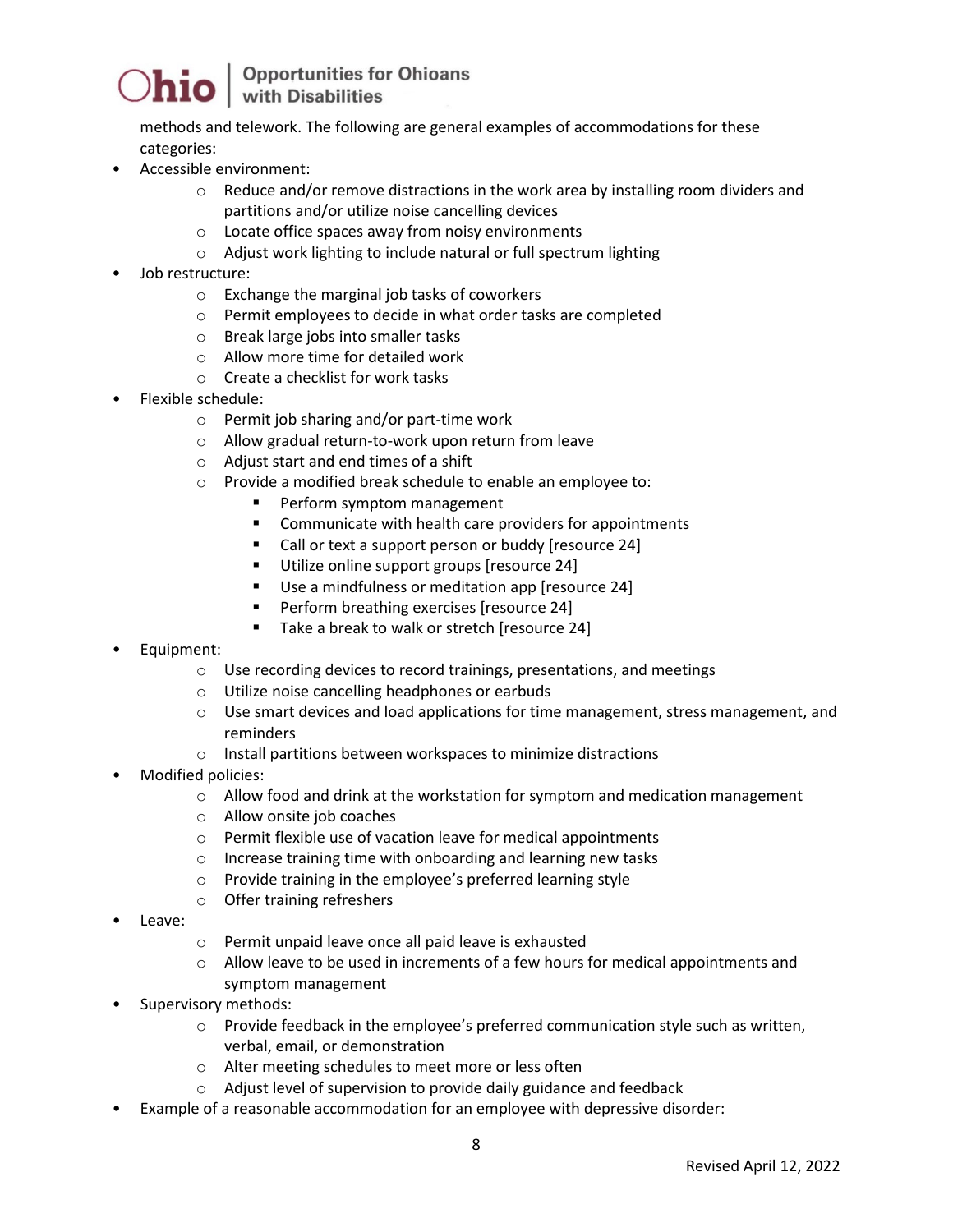methods and telework. The following are general examples of accommodations for these categories:

- Accessible environment:
  - Reduce and/or remove distractions in the work area by installing room dividers and partitions and/or utilize noise cancelling devices
  - Locate office spaces away from noisy environments
  - Adjust work lighting to include natural or full spectrum lighting
- Job restructure:
  - Exchange the marginal job tasks of coworkers
  - Permit employees to decide in what order tasks are completed
  - Break large jobs into smaller tasks
  - Allow more time for detailed work
  - Create a checklist for work tasks
- Flexible schedule:
  - Permit job sharing and/or part-time work
  - Allow gradual return-to-work upon return from leave
  - Adjust start and end times of a shift
  - Provide a modified break schedule to enable an employee to:
    - Perform symptom management
    - Communicate with health care providers for appointments
    - Call or text a support person or buddy [resource 24]
    - Utilize online support groups [resource 24]
    - Use a mindfulness or meditation app [resource 24]
    - Perform breathing exercises [resource 24]
    - Take a break to walk or stretch [resource 24]
- Equipment:
  - Use recording devices to record trainings, presentations, and meetings
  - Utilize noise cancelling headphones or earbuds
  - Use smart devices and load applications for time management, stress management, and reminders
  - Install partitions between workspaces to minimize distractions
- Modified policies:
  - Allow food and drink at the workstation for symptom and medication management
  - Allow onsite job coaches
  - Permit flexible use of vacation leave for medical appointments
  - Increase training time with onboarding and learning new tasks
  - Provide training in the employee's preferred learning style
  - Offer training refreshers
- Leave:
  - Permit unpaid leave once all paid leave is exhausted
  - Allow leave to be used in increments of a few hours for medical appointments and symptom management
- Supervisory methods:
  - Provide feedback in the employee's preferred communication style such as written, verbal, email, or demonstration
  - Alter meeting schedules to meet more or less often
  - Adjust level of supervision to provide daily guidance and feedback
- Example of a reasonable accommodation for an employee with depressive disorder: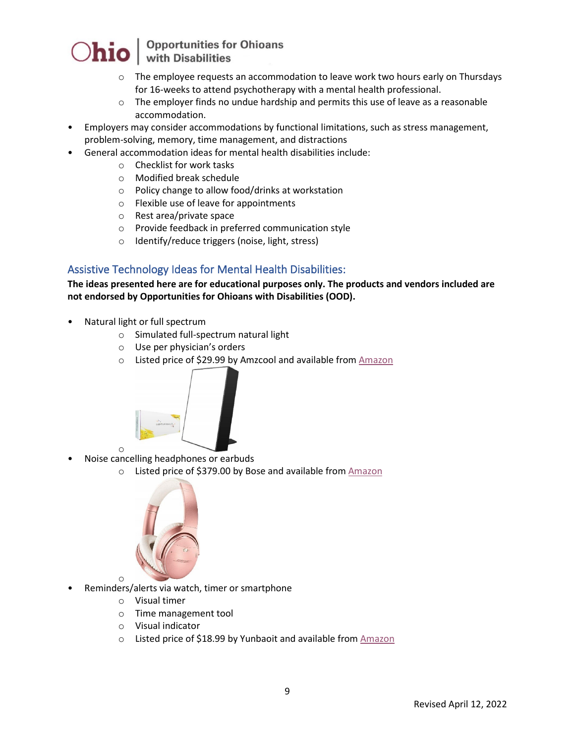- The employee requests an accommodation to leave work two hours early on Thursdays for 16-weeks to attend psychotherapy with a mental health professional.
   - The employer finds no undue hardship and permits this use of leave as a reasonable accommodation.
- Employers may consider accommodations by functional limitations, such as stress management, problem-solving, memory, time management, and distractions
- General accommodation ideas for mental health disabilities include:
   - Checklist for work tasks
   - Modified break schedule
   - Policy change to allow food/drinks at workstation
   - Flexible use of leave for appointments
   - Rest area/private space
   - Provide feedback in preferred communication style
   - Identify/reduce triggers (noise, light, stress)

## Assistive Technology Ideas for Mental Health Disabilities:

**The ideas presented here are for educational purposes only. The products and vendors included are not endorsed by Opportunities for Ohioans with Disabilities (OOD).**

- Natural light or full spectrum
   - Simulated full-spectrum natural light
   - Use per physician's orders
   - Listed price of $29.99 by Amzcool and available from Amazon
- Noise cancelling headphones or earbuds
   - Listed price of $379.00 by Bose and available from Amazon
- Reminders/alerts via watch, timer or smartphone
   - Visual timer
   - Time management tool
   - Visual indicator
   - Listed price of $18.99 by Yunbaoit and available from Amazon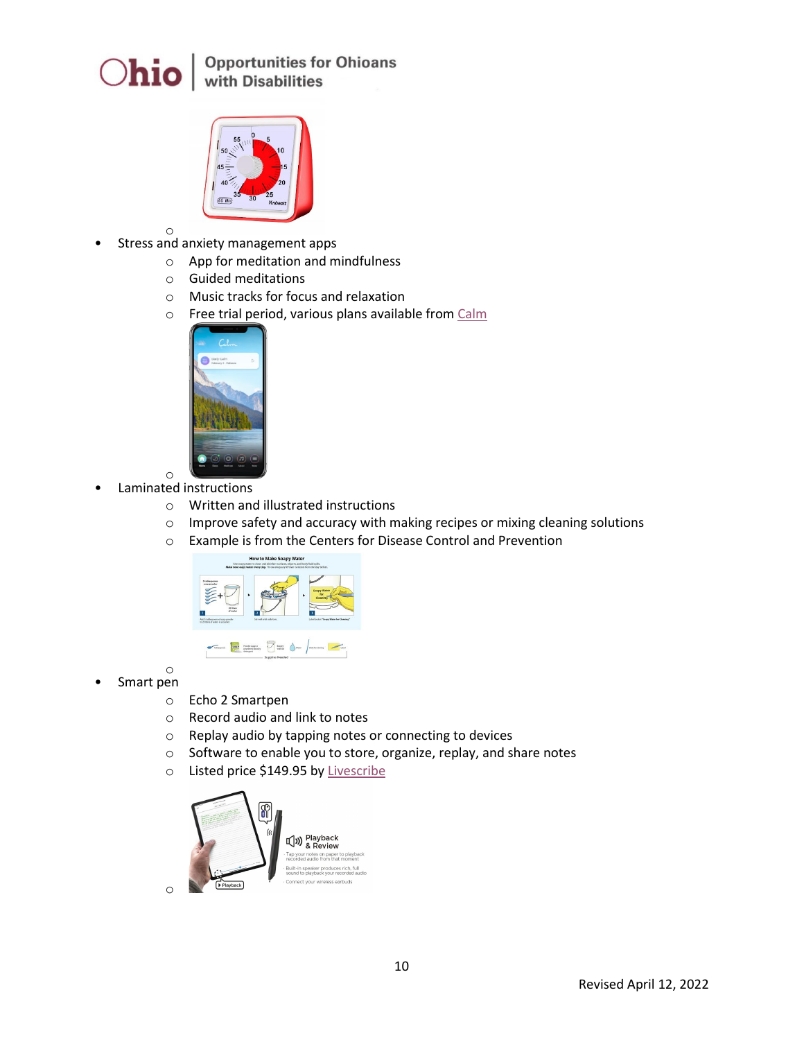- Stress and anxiety management apps
    - App for meditation and mindfulness
    - Guided meditations
    - Music tracks for focus and relaxation
    - Free trial period, various plans available from Calm
- Laminated instructions
    - Written and illustrated instructions
    - Improve safety and accuracy with making recipes or mixing cleaning solutions
    - Example is from the Centers for Disease Control and Prevention
- Smart pen
    - Echo 2 Smartpen
    - Record audio and link to notes
    - Replay audio by tapping notes or connecting to devices
    - Software to enable you to store, organize, replay, and share notes
    - Listed price $149.95 by Livescribe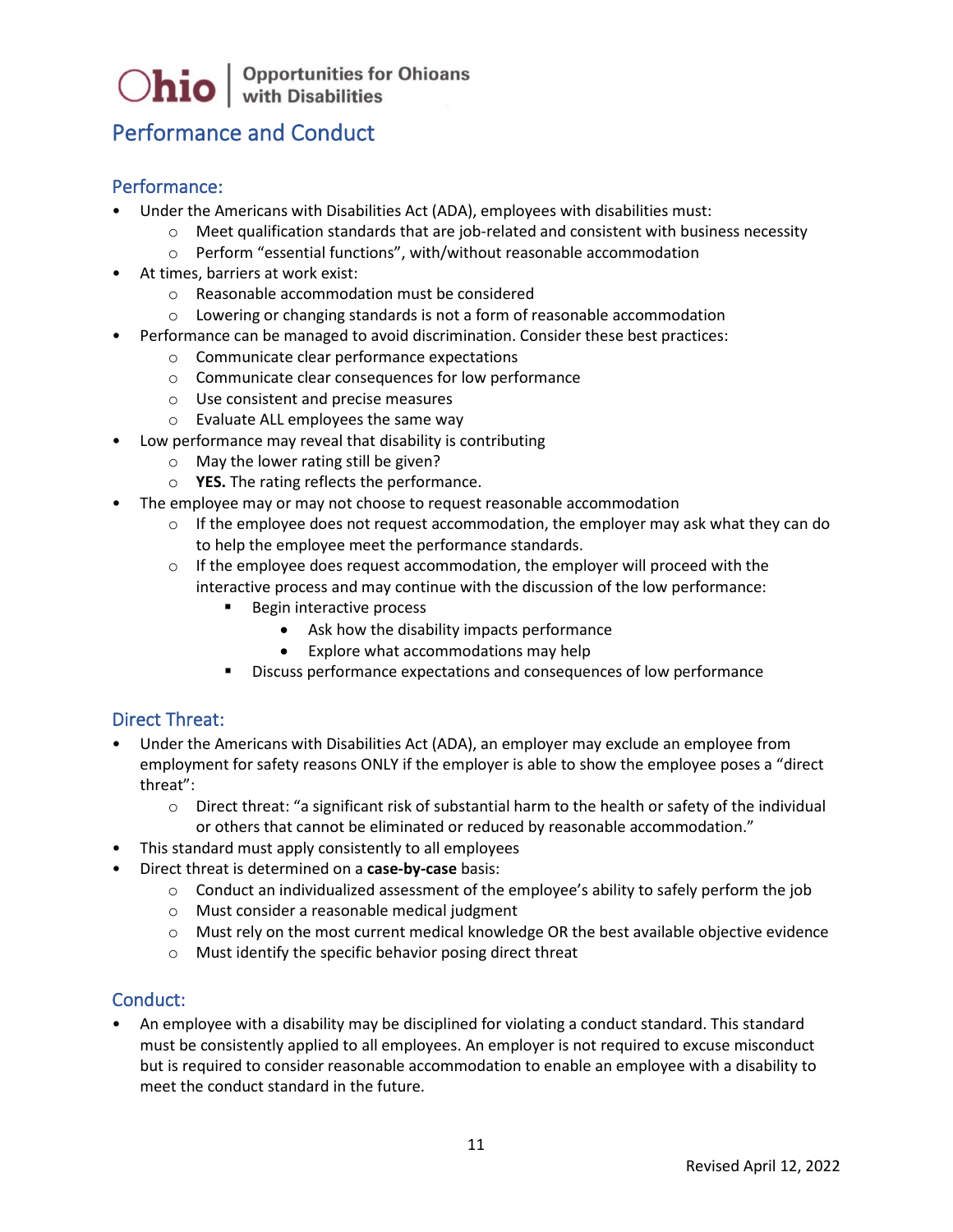# Performance and Conduct

## Performance:

- Under the Americans with Disabilities Act (ADA), employees with disabilities must:
  - Meet qualification standards that are job-related and consistent with business necessity
  - Perform "essential functions", with/without reasonable accommodation
- At times, barriers at work exist:
  - Reasonable accommodation must be considered
  - Lowering or changing standards is not a form of reasonable accommodation
- Performance can be managed to avoid discrimination. Consider these best practices:
  - Communicate clear performance expectations
  - Communicate clear consequences for low performance
  - Use consistent and precise measures
  - Evaluate ALL employees the same way
- Low performance may reveal that disability is contributing
  - May the lower rating still be given?
  - **YES.** The rating reflects the performance.
- The employee may or may not choose to request reasonable accommodation
  - If the employee does not request accommodation, the employer may ask what they can do to help the employee meet the performance standards.
  - If the employee does request accommodation, the employer will proceed with the interactive process and may continue with the discussion of the low performance:
    - Begin interactive process
      - Ask how the disability impacts performance
      - Explore what accommodations may help
    - Discuss performance expectations and consequences of low performance

## Direct Threat:

- Under the Americans with Disabilities Act (ADA), an employer may exclude an employee from employment for safety reasons ONLY if the employer is able to show the employee poses a "direct threat":
  - Direct threat: "a significant risk of substantial harm to the health or safety of the individual or others that cannot be eliminated or reduced by reasonable accommodation."
- This standard must apply consistently to all employees
- Direct threat is determined on a **case-by-case** basis:
  - Conduct an individualized assessment of the employee's ability to safely perform the job
  - Must consider a reasonable medical judgment
  - Must rely on the most current medical knowledge OR the best available objective evidence
  - Must identify the specific behavior posing direct threat

## Conduct:

- An employee with a disability may be disciplined for violating a conduct standard. This standard must be consistently applied to all employees. An employer is not required to excuse misconduct but is required to consider reasonable accommodation to enable an employee with a disability to meet the conduct standard in the future.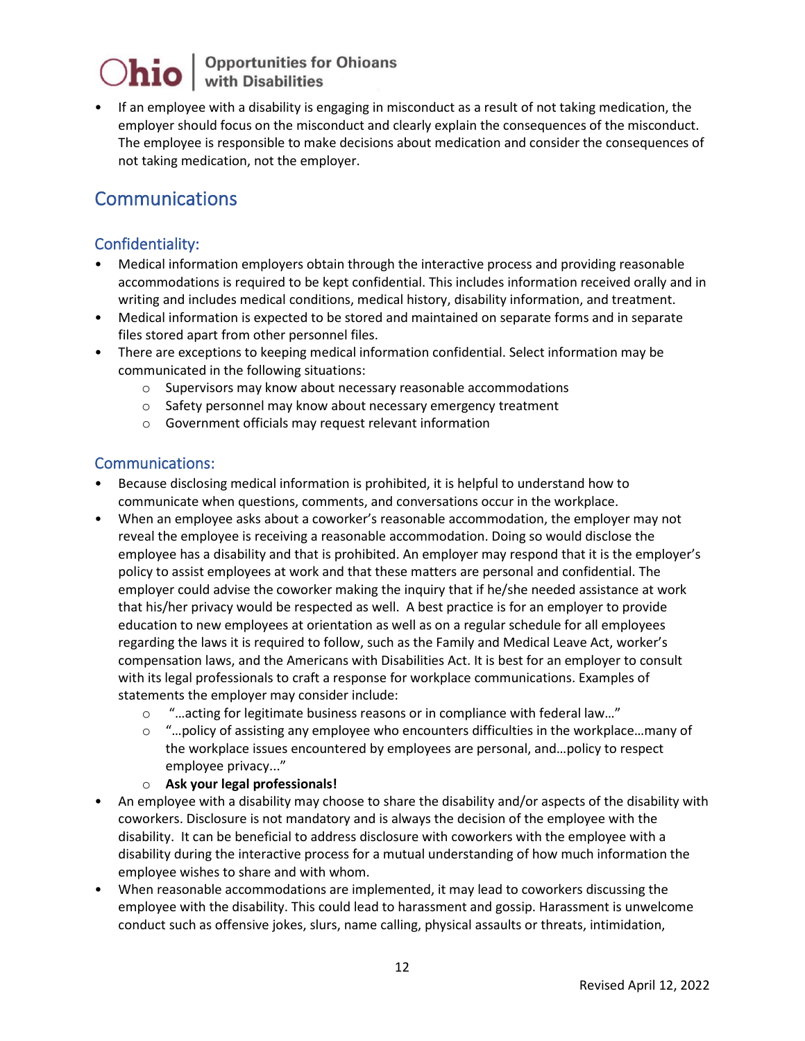- If an employee with a disability is engaging in misconduct as a result of not taking medication, the employer should focus on the misconduct and clearly explain the consequences of the misconduct. The employee is responsible to make decisions about medication and consider the consequences of not taking medication, not the employer.

## Communications

### Confidentiality:

- Medical information employers obtain through the interactive process and providing reasonable accommodations is required to be kept confidential. This includes information received orally and in writing and includes medical conditions, medical history, disability information, and treatment.
- Medical information is expected to be stored and maintained on separate forms and in separate files stored apart from other personnel files.
- There are exceptions to keeping medical information confidential. Select information may be communicated in the following situations:
  - Supervisors may know about necessary reasonable accommodations
  - Safety personnel may know about necessary emergency treatment
  - Government officials may request relevant information

### Communications:

- Because disclosing medical information is prohibited, it is helpful to understand how to communicate when questions, comments, and conversations occur in the workplace.
- When an employee asks about a coworker's reasonable accommodation, the employer may not reveal the employee is receiving a reasonable accommodation. Doing so would disclose the employee has a disability and that is prohibited. An employer may respond that it is the employer's policy to assist employees at work and that these matters are personal and confidential. The employer could advise the coworker making the inquiry that if he/she needed assistance at work that his/her privacy would be respected as well. A best practice is for an employer to provide education to new employees at orientation as well as on a regular schedule for all employees regarding the laws it is required to follow, such as the Family and Medical Leave Act, worker's compensation laws, and the Americans with Disabilities Act. It is best for an employer to consult with its legal professionals to craft a response for workplace communications. Examples of statements the employer may consider include:
  - "…acting for legitimate business reasons or in compliance with federal law…"
  - "…policy of assisting any employee who encounters difficulties in the workplace…many of the workplace issues encountered by employees are personal, and…policy to respect employee privacy..."
  - **Ask your legal professionals!**
- An employee with a disability may choose to share the disability and/or aspects of the disability with coworkers. Disclosure is not mandatory and is always the decision of the employee with the disability. It can be beneficial to address disclosure with coworkers with the employee with a disability during the interactive process for a mutual understanding of how much information the employee wishes to share and with whom.
- When reasonable accommodations are implemented, it may lead to coworkers discussing the employee with the disability. This could lead to harassment and gossip. Harassment is unwelcome conduct such as offensive jokes, slurs, name calling, physical assaults or threats, intimidation,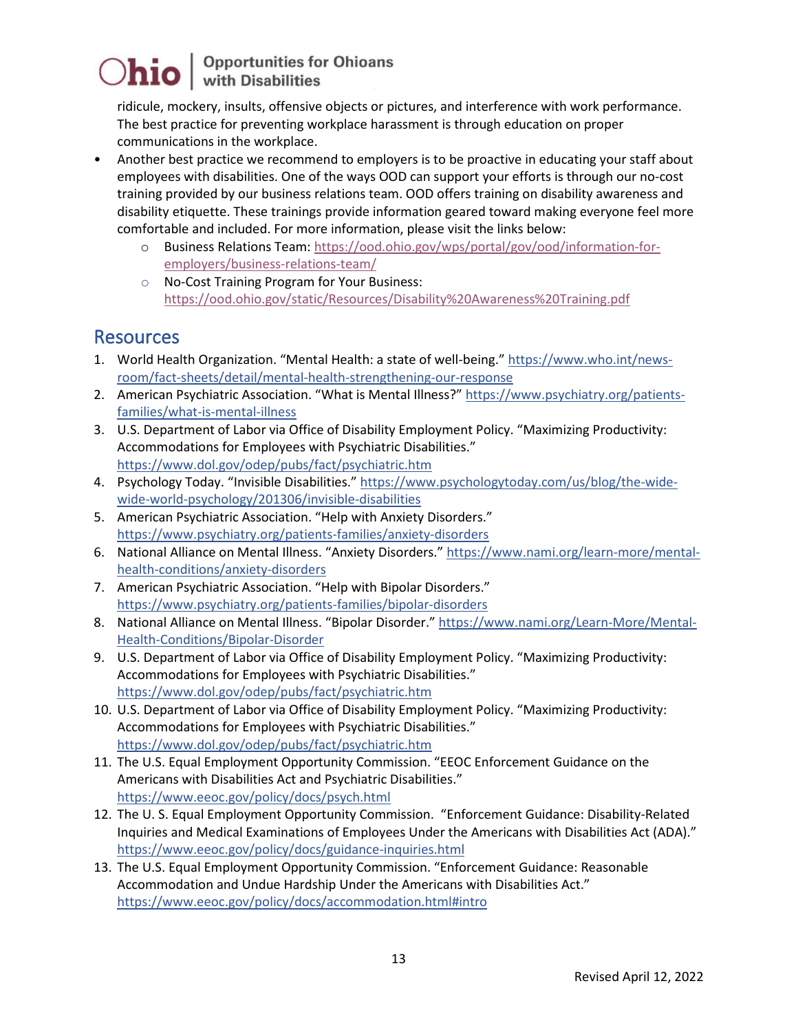ridicule, mockery, insults, offensive objects or pictures, and interference with work performance. The best practice for preventing workplace harassment is through education on proper communications in the workplace.

- Another best practice we recommend to employers is to be proactive in educating your staff about employees with disabilities. One of the ways OOD can support your efforts is through our no-cost training provided by our business relations team. OOD offers training on disability awareness and disability etiquette. These trainings provide information geared toward making everyone feel more comfortable and included. For more information, please visit the links below:
    - Business Relations Team: https://ood.ohio.gov/wps/portal/gov/ood/information-for-employers/business-relations-team/
    - No-Cost Training Program for Your Business: https://ood.ohio.gov/static/Resources/Disability%20Awareness%20Training.pdf

## Resources

1. World Health Organization. "Mental Health: a state of well-being." https://www.who.int/news-room/fact-sheets/detail/mental-health-strengthening-our-response
2. American Psychiatric Association. "What is Mental Illness?" https://www.psychiatry.org/patients-families/what-is-mental-illness
3. U.S. Department of Labor via Office of Disability Employment Policy. "Maximizing Productivity: Accommodations for Employees with Psychiatric Disabilities." https://www.dol.gov/odep/pubs/fact/psychiatric.htm
4. Psychology Today. "Invisible Disabilities." https://www.psychologytoday.com/us/blog/the-wide-wide-world-psychology/201306/invisible-disabilities
5. American Psychiatric Association. "Help with Anxiety Disorders." https://www.psychiatry.org/patients-families/anxiety-disorders
6. National Alliance on Mental Illness. "Anxiety Disorders." https://www.nami.org/learn-more/mental-health-conditions/anxiety-disorders
7. American Psychiatric Association. "Help with Bipolar Disorders." https://www.psychiatry.org/patients-families/bipolar-disorders
8. National Alliance on Mental Illness. "Bipolar Disorder." https://www.nami.org/Learn-More/Mental-Health-Conditions/Bipolar-Disorder
9. U.S. Department of Labor via Office of Disability Employment Policy. "Maximizing Productivity: Accommodations for Employees with Psychiatric Disabilities." https://www.dol.gov/odep/pubs/fact/psychiatric.htm
10. U.S. Department of Labor via Office of Disability Employment Policy. "Maximizing Productivity: Accommodations for Employees with Psychiatric Disabilities." https://www.dol.gov/odep/pubs/fact/psychiatric.htm
11. The U.S. Equal Employment Opportunity Commission. "EEOC Enforcement Guidance on the Americans with Disabilities Act and Psychiatric Disabilities." https://www.eeoc.gov/policy/docs/psych.html
12. The U. S. Equal Employment Opportunity Commission. "Enforcement Guidance: Disability-Related Inquiries and Medical Examinations of Employees Under the Americans with Disabilities Act (ADA)." https://www.eeoc.gov/policy/docs/guidance-inquiries.html
13. The U.S. Equal Employment Opportunity Commission. "Enforcement Guidance: Reasonable Accommodation and Undue Hardship Under the Americans with Disabilities Act." https://www.eeoc.gov/policy/docs/accommodation.html#intro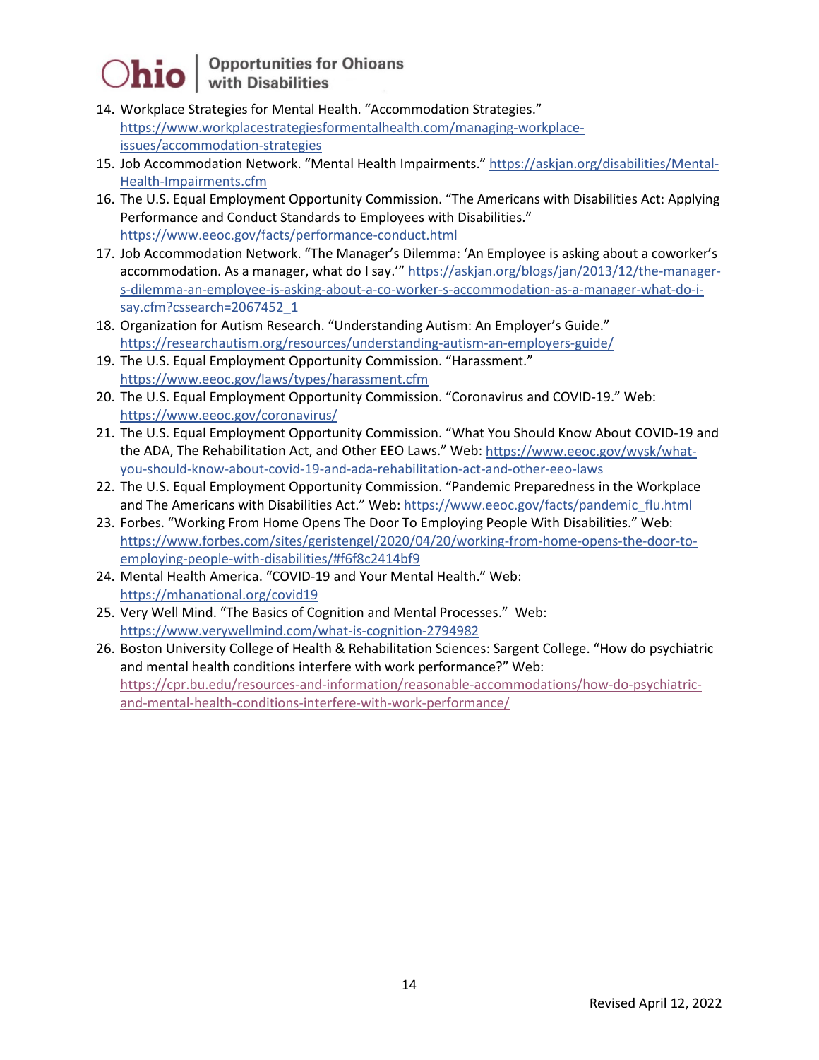14. Workplace Strategies for Mental Health. "Accommodation Strategies." https://www.workplacestrategiesformentalhealth.com/managing-workplace-issues/accommodation-strategies
15. Job Accommodation Network. "Mental Health Impairments." https://askjan.org/disabilities/Mental-Health-Impairments.cfm
16. The U.S. Equal Employment Opportunity Commission. "The Americans with Disabilities Act: Applying Performance and Conduct Standards to Employees with Disabilities." https://www.eeoc.gov/facts/performance-conduct.html
17. Job Accommodation Network. "The Manager's Dilemma: 'An Employee is asking about a coworker's accommodation. As a manager, what do I say.'" https://askjan.org/blogs/jan/2013/12/the-manager-s-dilemma-an-employee-is-asking-about-a-co-worker-s-accommodation-as-a-manager-what-do-i-say.cfm?cssearch=2067452_1
18. Organization for Autism Research. "Understanding Autism: An Employer's Guide." https://researchautism.org/resources/understanding-autism-an-employers-guide/
19. The U.S. Equal Employment Opportunity Commission. "Harassment." https://www.eeoc.gov/laws/types/harassment.cfm
20. The U.S. Equal Employment Opportunity Commission. "Coronavirus and COVID-19." Web: https://www.eeoc.gov/coronavirus/
21. The U.S. Equal Employment Opportunity Commission. "What You Should Know About COVID-19 and the ADA, The Rehabilitation Act, and Other EEO Laws." Web: https://www.eeoc.gov/wysk/what-you-should-know-about-covid-19-and-ada-rehabilitation-act-and-other-eeo-laws
22. The U.S. Equal Employment Opportunity Commission. "Pandemic Preparedness in the Workplace and The Americans with Disabilities Act." Web: https://www.eeoc.gov/facts/pandemic_flu.html
23. Forbes. "Working From Home Opens The Door To Employing People With Disabilities." Web: https://www.forbes.com/sites/geristengel/2020/04/20/working-from-home-opens-the-door-to-employing-people-with-disabilities/#f6f8c2414bf9
24. Mental Health America. "COVID-19 and Your Mental Health." Web: https://mhanational.org/covid19
25. Very Well Mind. "The Basics of Cognition and Mental Processes." Web: https://www.verywellmind.com/what-is-cognition-2794982
26. Boston University College of Health & Rehabilitation Sciences: Sargent College. "How do psychiatric and mental health conditions interfere with work performance?" Web: https://cpr.bu.edu/resources-and-information/reasonable-accommodations/how-do-psychiatric-and-mental-health-conditions-interfere-with-work-performance/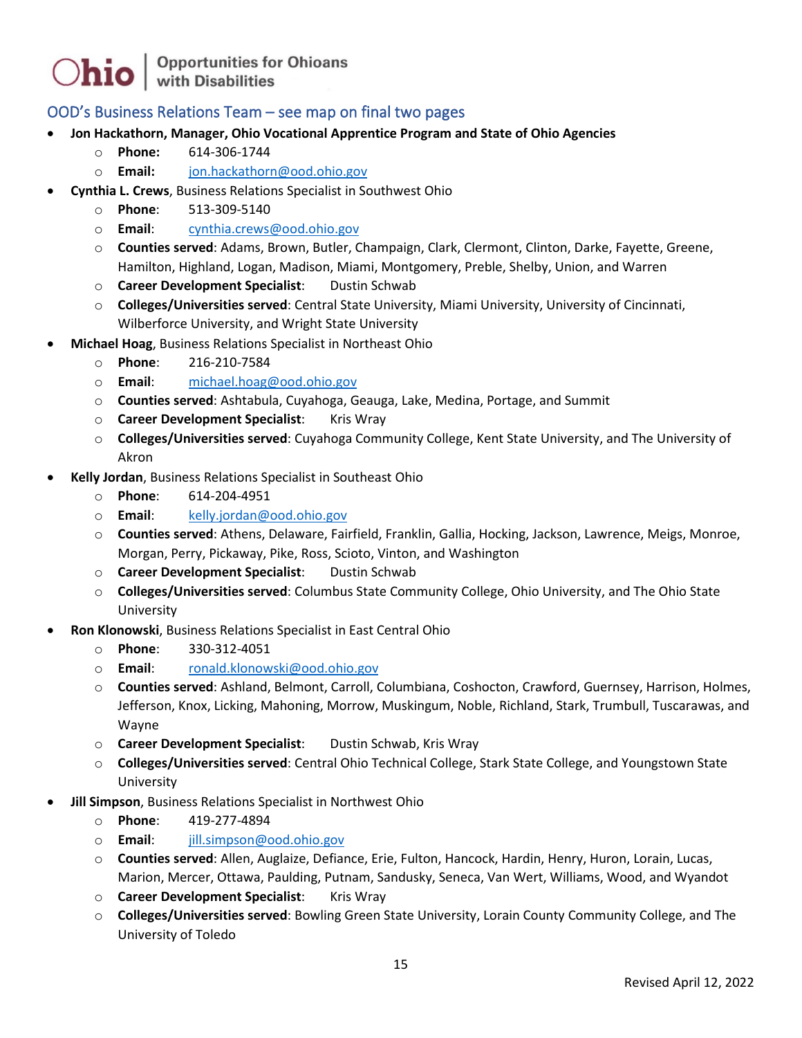## OOD's Business Relations Team – see map on final two pages

- **Jon Hackathorn, Manager, Ohio Vocational Apprentice Program and State of Ohio Agencies**
  - **Phone:** 614-306-1744
  - **Email:** jon.hackathorn@ood.ohio.gov
- **Cynthia L. Crews**, Business Relations Specialist in Southwest Ohio
  - **Phone**: 513-309-5140
  - **Email**: cynthia.crews@ood.ohio.gov
  - **Counties served**: Adams, Brown, Butler, Champaign, Clark, Clermont, Clinton, Darke, Fayette, Greene, Hamilton, Highland, Logan, Madison, Miami, Montgomery, Preble, Shelby, Union, and Warren
  - **Career Development Specialist**: Dustin Schwab
  - **Colleges/Universities served**: Central State University, Miami University, University of Cincinnati, Wilberforce University, and Wright State University
- **Michael Hoag**, Business Relations Specialist in Northeast Ohio
  - **Phone**: 216-210-7584
  - **Email**: michael.hoag@ood.ohio.gov
  - **Counties served**: Ashtabula, Cuyahoga, Geauga, Lake, Medina, Portage, and Summit
  - **Career Development Specialist**: Kris Wray
  - **Colleges/Universities served**: Cuyahoga Community College, Kent State University, and The University of Akron
- **Kelly Jordan**, Business Relations Specialist in Southeast Ohio
  - **Phone**: 614-204-4951
  - **Email**: kelly.jordan@ood.ohio.gov
  - **Counties served**: Athens, Delaware, Fairfield, Franklin, Gallia, Hocking, Jackson, Lawrence, Meigs, Monroe, Morgan, Perry, Pickaway, Pike, Ross, Scioto, Vinton, and Washington
  - **Career Development Specialist**: Dustin Schwab
  - **Colleges/Universities served**: Columbus State Community College, Ohio University, and The Ohio State University
- **Ron Klonowski**, Business Relations Specialist in East Central Ohio
  - **Phone**: 330-312-4051
  - **Email**: ronald.klonowski@ood.ohio.gov
  - **Counties served**: Ashland, Belmont, Carroll, Columbiana, Coshocton, Crawford, Guernsey, Harrison, Holmes, Jefferson, Knox, Licking, Mahoning, Morrow, Muskingum, Noble, Richland, Stark, Trumbull, Tuscarawas, and Wayne
  - **Career Development Specialist**: Dustin Schwab, Kris Wray
  - **Colleges/Universities served**: Central Ohio Technical College, Stark State College, and Youngstown State University
- **Jill Simpson**, Business Relations Specialist in Northwest Ohio
  - **Phone**: 419-277-4894
  - **Email**: jill.simpson@ood.ohio.gov
  - **Counties served**: Allen, Auglaize, Defiance, Erie, Fulton, Hancock, Hardin, Henry, Huron, Lorain, Lucas, Marion, Mercer, Ottawa, Paulding, Putnam, Sandusky, Seneca, Van Wert, Williams, Wood, and Wyandot
  - **Career Development Specialist**: Kris Wray
  - **Colleges/Universities served**: Bowling Green State University, Lorain County Community College, and The University of Toledo

Revised April 12, 2022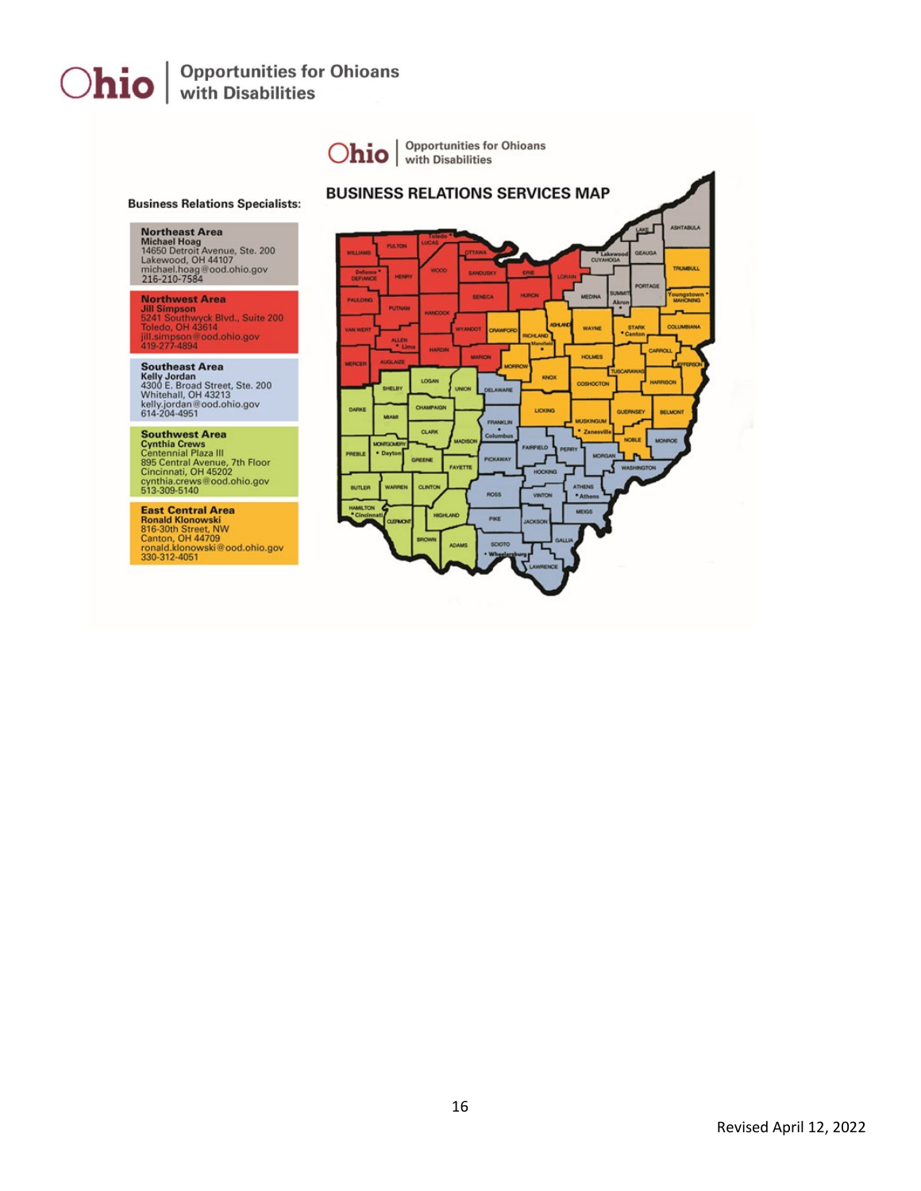# Business Relations Specialists:

**Northeast Area**
**Michael Hoag**
14650 Detroit Avenue, Ste. 200
Lakewood, OH 44107
michael.hoag@ood.ohio.gov
216-210-7584

**Northwest Area**
**Jill Simpson**
5241 Southwyck Blvd., Suite 200
Toledo, OH 43614
jill.simpson@ood.ohio.gov
419-277-4894

**Southeast Area**
**Kelly Jordan**
4300 E. Broad Street, Ste. 200
Whitehall, OH 43213
kelly.jordan@ood.ohio.gov
614-204-4951

**Southwest Area**
**Cynthia Crews**
Centennial Plaza III
895 Central Avenue, 7th Floor
Cincinnati, OH 45202
cynthia.crews@ood.ohio.gov
513-309-5140

**East Central Area**
**Ronald Klonowski**
816-30th Street, NW
Canton, OH 44709
ronald.klonowski@ood.ohio.gov
330-312-4051

## BUSINESS RELATIONS SERVICES MAP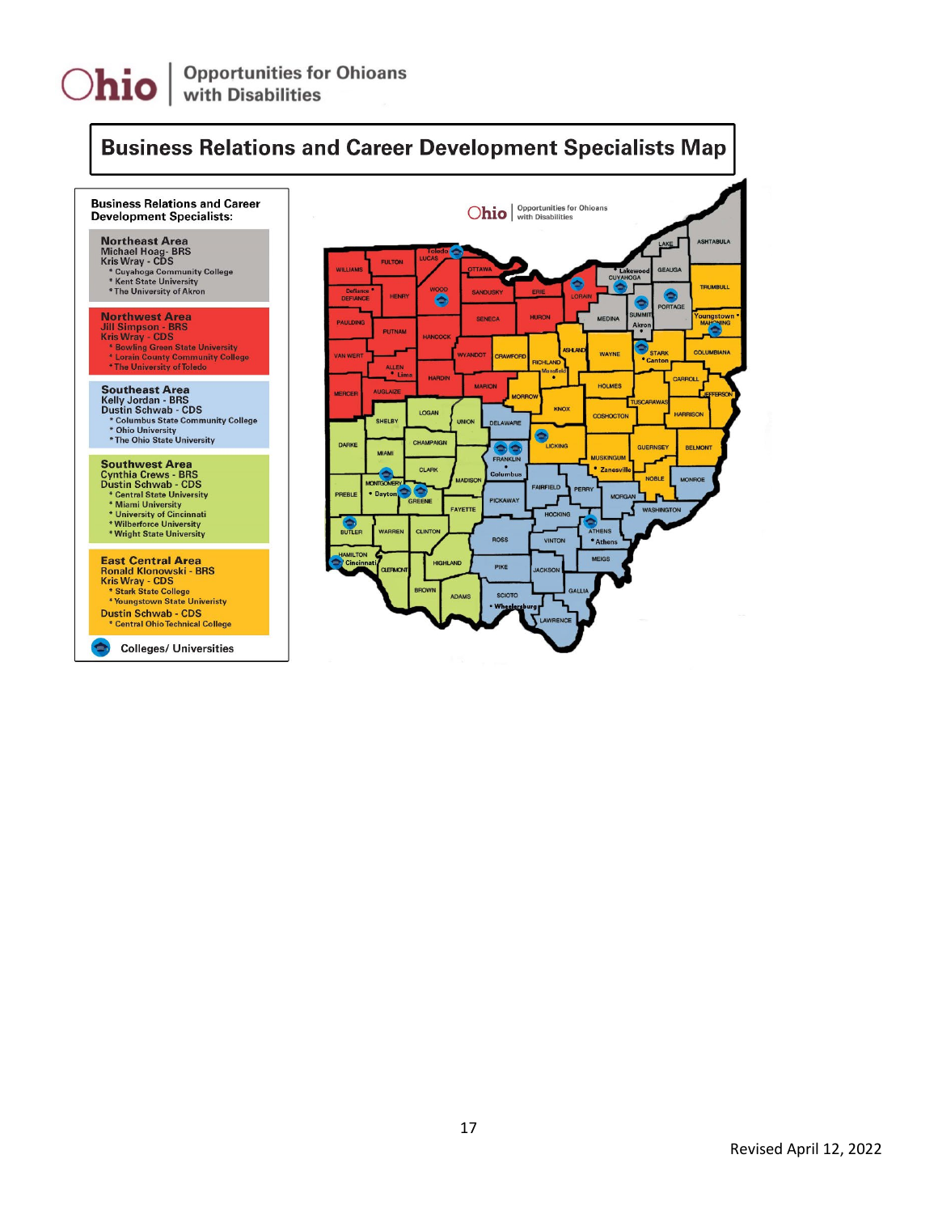Ohio | Opportunities for Ohioans with Disabilities

# Business Relations and Career Development Specialists Map

**Business Relations and Career Development Specialists:**

**Northeast Area**
Michael Hoag- BRS
Kris Wray - CDS
* Cuyahoga Community College
* Kent State University
* The University of Akron

**Northwest Area**
Jill Simpson - BRS
Kris Wray - CDS
* Bowling Green State University
* Lorain County Community College
* The University of Toledo

**Southeast Area**
Kelly Jordan - BRS
Dustin Schwab - CDS
* Columbus State Community College
* Ohio University
* The Ohio State University

**Southwest Area**
Cynthia Crews - BRS
Dustin Schwab - CDS
* Central State University
* Miami University
* University of Cincinnati
* Wilberforce University
* Wright State University

**East Central Area**
Ronald Klonowski - BRS
Kris Wray - CDS
* Stark State College
* Youngstown State Univeristy
Dustin Schwab - CDS
* Central Ohio Technical College

Colleges/ Universities

Ohio | Opportunities for Ohioans with Disabilities

WILLIAMS
FULTON
Toledo
LUCAS
OTTAWA
LAKE
ASHTABULA
Lakewood
CUYAHOGA
GEAUGA
Defiance
DEFIANCE
HENRY
WOOD
SANDUSKY
ERIE
LORAIN
TRUMBULL
PORTAGE
PAULDING
PUTNAM
SENECA
HURON
MEDINA
SUMMIT
Akron
Youngstown
MAHONING
HANCOCK
VAN WERT
WYANDOT
CRAWFORD
ASHLAND
WAYNE
STARK
Canton
COLUMBIANA
ALLEN
Lima
RICHLAND
Mansfield
HARDIN
MARION
CARROLL
MERCER
AUGLAIZE
MORROW
HOLMES
JEFFERSON
TUSCARAWAS
LOGAN
KNOX
SHELBY
UNION
DELAWARE
COSHOCTON
HARRISON
DARKE
CHAMPAIGN
LICKING
GUERNSEY
BELMONT
MIAMI
FRANKLIN
Columbus
MUSKINGUM
Zanesville
CLARK
MADISON
NOBLE
MONROE
MONTGOMERY
FAIRFIELD
PERRY
PREBLE
Dayton
GREENE
PICKAWAY
MORGAN
FAYETTE
WASHINGTON
HOCKING
BUTLER
WARREN
CLINTON
ATHENS
Athens
ROSS
VINTON
HAMILTON
Cincinnati
CLERMONT
HIGHLAND
MEIGS
PIKE
JACKSON
BROWN
ADAMS
GALLIA
SCIOTO
Wheelersburg
LAWRENCE

Revised April 12, 2022